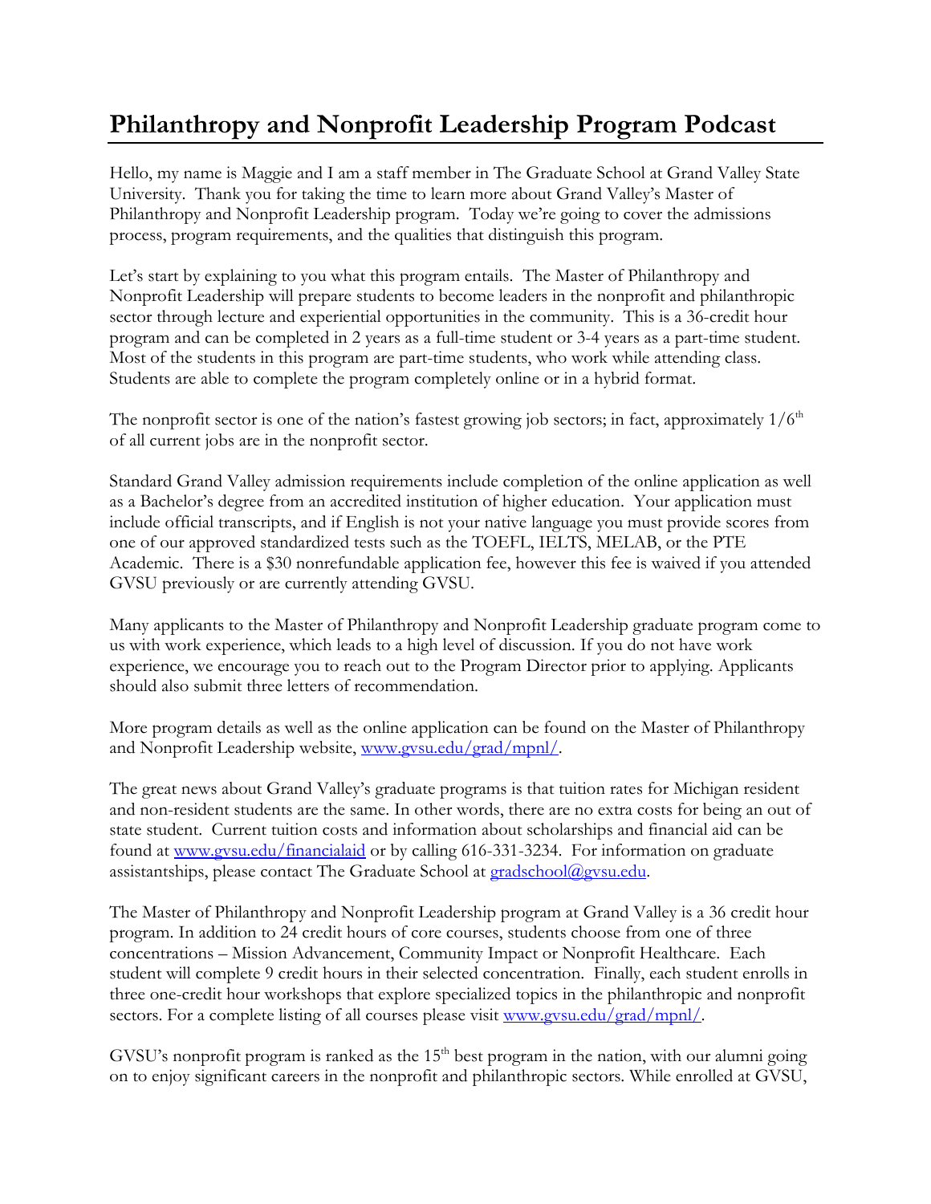# Philanthropy and Nonprofit Leadership Program Podcast

Hello, my name is Maggie and I am a staff member in The Graduate School at Grand Valley State University. Thank you for taking the time to learn more about Grand Valley's Master of Philanthropy and Nonprofit Leadership program. Today we're going to cover the admissions process, program requirements, and the qualities that distinguish this program.

Let's start by explaining to you what this program entails. The Master of Philanthropy and Nonprofit Leadership will prepare students to become leaders in the nonprofit and philanthropic sector through lecture and experiential opportunities in the community. This is a 36-credit hour program and can be completed in 2 years as a full-time student or 3-4 years as a part-time student. Most of the students in this program are part-time students, who work while attending class. Students are able to complete the program completely online or in a hybrid format.

The nonprofit sector is one of the nation's fastest growing job sectors; in fact, approximately 1/6th of all current jobs are in the nonprofit sector.

Standard Grand Valley admission requirements include completion of the online application as well as a Bachelor's degree from an accredited institution of higher education. Your application must include official transcripts, and if English is not your native language you must provide scores from one of our approved standardized tests such as the TOEFL, IELTS, MELAB, or the PTE Academic. There is a $30 nonrefundable application fee, however this fee is waived if you attended GVSU previously or are currently attending GVSU.

Many applicants to the Master of Philanthropy and Nonprofit Leadership graduate program come to us with work experience, which leads to a high level of discussion. If you do not have work experience, we encourage you to reach out to the Program Director prior to applying. Applicants should also submit three letters of recommendation.

More program details as well as the online application can be found on the Master of Philanthropy and Nonprofit Leadership website, www.gvsu.edu/grad/mpnl/.

The great news about Grand Valley's graduate programs is that tuition rates for Michigan resident and non-resident students are the same. In other words, there are no extra costs for being an out of state student. Current tuition costs and information about scholarships and financial aid can be found at www.gvsu.edu/financialaid or by calling 616-331-3234. For information on graduate assistantships, please contact The Graduate School at gradschool@gvsu.edu.

The Master of Philanthropy and Nonprofit Leadership program at Grand Valley is a 36 credit hour program. In addition to 24 credit hours of core courses, students choose from one of three concentrations – Mission Advancement, Community Impact or Nonprofit Healthcare. Each student will complete 9 credit hours in their selected concentration. Finally, each student enrolls in three one-credit hour workshops that explore specialized topics in the philanthropic and nonprofit sectors. For a complete listing of all courses please visit www.gvsu.edu/grad/mpnl/.

GVSU's nonprofit program is ranked as the 15th best program in the nation, with our alumni going on to enjoy significant careers in the nonprofit and philanthropic sectors. While enrolled at GVSU,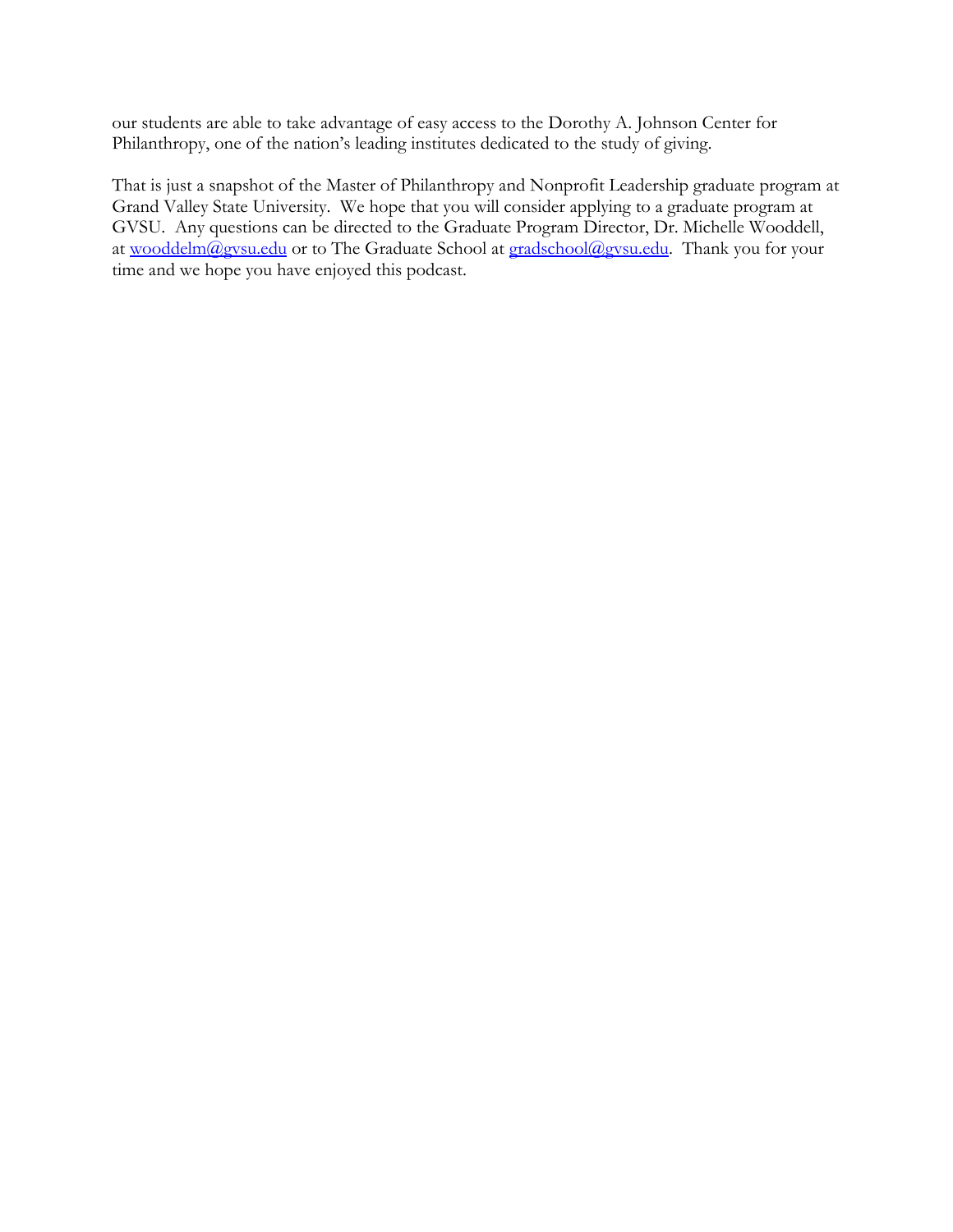our students are able to take advantage of easy access to the Dorothy A. Johnson Center for Philanthropy, one of the nation's leading institutes dedicated to the study of giving.

That is just a snapshot of the Master of Philanthropy and Nonprofit Leadership graduate program at Grand Valley State University. We hope that you will consider applying to a graduate program at GVSU. Any questions can be directed to the Graduate Program Director, Dr. Michelle Wooddell, at wooddelm@gvsu.edu or to The Graduate School at gradschool@gvsu.edu. Thank you for your time and we hope you have enjoyed this podcast.